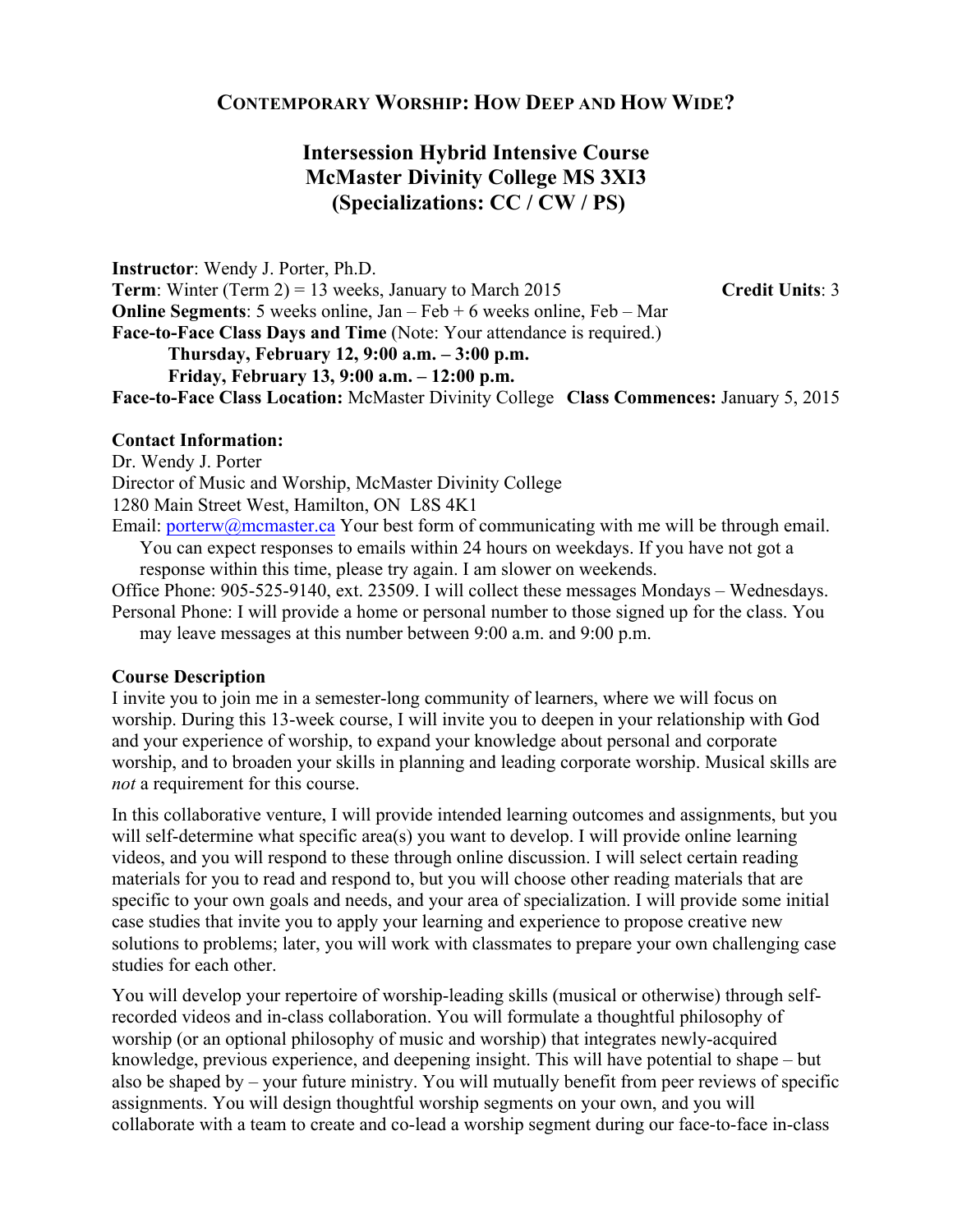# CONTEMPORARY WORSHIP: HOW DEEP AND HOW WIDE?

## Intersession Hybrid Intensive Course
## McMaster Divinity College MS 3XI3
## (Specializations: CC / CW / PS)

**Instructor**: Wendy J. Porter, Ph.D.
**Term**: Winter (Term 2) = 13 weeks, January to March 2015 **Credit Units**: 3
**Online Segments**: 5 weeks online, Jan – Feb + 6 weeks online, Feb – Mar
**Face-to-Face Class Days and Time** (Note: Your attendance is required.)
**Thursday, February 12, 9:00 a.m. – 3:00 p.m.**
**Friday, February 13, 9:00 a.m. – 12:00 p.m.**
**Face-to-Face Class Location:** McMaster Divinity College **Class Commences:** January 5, 2015

**Contact Information:**
Dr. Wendy J. Porter
Director of Music and Worship, McMaster Divinity College
1280 Main Street West, Hamilton, ON L8S 4K1
Email: porterw@mcmaster.ca Your best form of communicating with me will be through email. You can expect responses to emails within 24 hours on weekdays. If you have not got a response within this time, please try again. I am slower on weekends.
Office Phone: 905-525-9140, ext. 23509. I will collect these messages Mondays – Wednesdays.
Personal Phone: I will provide a home or personal number to those signed up for the class. You may leave messages at this number between 9:00 a.m. and 9:00 p.m.

**Course Description**

I invite you to join me in a semester-long community of learners, where we will focus on worship. During this 13-week course, I will invite you to deepen in your relationship with God and your experience of worship, to expand your knowledge about personal and corporate worship, and to broaden your skills in planning and leading corporate worship. Musical skills are *not* a requirement for this course.

In this collaborative venture, I will provide intended learning outcomes and assignments, but you will self-determine what specific area(s) you want to develop. I will provide online learning videos, and you will respond to these through online discussion. I will select certain reading materials for you to read and respond to, but you will choose other reading materials that are specific to your own goals and needs, and your area of specialization. I will provide some initial case studies that invite you to apply your learning and experience to propose creative new solutions to problems; later, you will work with classmates to prepare your own challenging case studies for each other.

You will develop your repertoire of worship-leading skills (musical or otherwise) through self-recorded videos and in-class collaboration. You will formulate a thoughtful philosophy of worship (or an optional philosophy of music and worship) that integrates newly-acquired knowledge, previous experience, and deepening insight. This will have potential to shape – but also be shaped by – your future ministry. You will mutually benefit from peer reviews of specific assignments. You will design thoughtful worship segments on your own, and you will collaborate with a team to create and co-lead a worship segment during our face-to-face in-class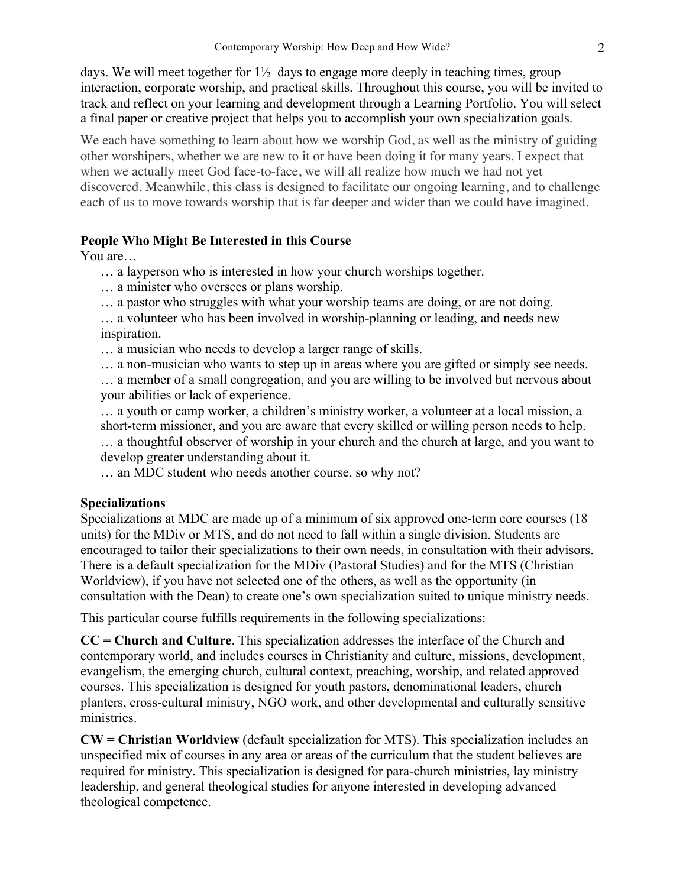days. We will meet together for 1½ days to engage more deeply in teaching times, group interaction, corporate worship, and practical skills. Throughout this course, you will be invited to track and reflect on your learning and development through a Learning Portfolio. You will select a final paper or creative project that helps you to accomplish your own specialization goals.

We each have something to learn about how we worship God, as well as the ministry of guiding other worshipers, whether we are new to it or have been doing it for many years. I expect that when we actually meet God face-to-face, we will all realize how much we had not yet discovered. Meanwhile, this class is designed to facilitate our ongoing learning, and to challenge each of us to move towards worship that is far deeper and wider than we could have imagined.

**People Who Might Be Interested in this Course**

You are…

… a layperson who is interested in how your church worships together.

… a minister who oversees or plans worship.

… a pastor who struggles with what your worship teams are doing, or are not doing.

… a volunteer who has been involved in worship-planning or leading, and needs new inspiration.

… a musician who needs to develop a larger range of skills.

… a non-musician who wants to step up in areas where you are gifted or simply see needs.

… a member of a small congregation, and you are willing to be involved but nervous about your abilities or lack of experience.

… a youth or camp worker, a children's ministry worker, a volunteer at a local mission, a short-term missioner, and you are aware that every skilled or willing person needs to help.

… a thoughtful observer of worship in your church and the church at large, and you want to develop greater understanding about it.

… an MDC student who needs another course, so why not?

**Specializations**

Specializations at MDC are made up of a minimum of six approved one-term core courses (18 units) for the MDiv or MTS, and do not need to fall within a single division. Students are encouraged to tailor their specializations to their own needs, in consultation with their advisors. There is a default specialization for the MDiv (Pastoral Studies) and for the MTS (Christian Worldview), if you have not selected one of the others, as well as the opportunity (in consultation with the Dean) to create one's own specialization suited to unique ministry needs.

This particular course fulfills requirements in the following specializations:

**CC = Church and Culture**. This specialization addresses the interface of the Church and contemporary world, and includes courses in Christianity and culture, missions, development, evangelism, the emerging church, cultural context, preaching, worship, and related approved courses. This specialization is designed for youth pastors, denominational leaders, church planters, cross-cultural ministry, NGO work, and other developmental and culturally sensitive ministries.

**CW = Christian Worldview** (default specialization for MTS). This specialization includes an unspecified mix of courses in any area or areas of the curriculum that the student believes are required for ministry. This specialization is designed for para-church ministries, lay ministry leadership, and general theological studies for anyone interested in developing advanced theological competence.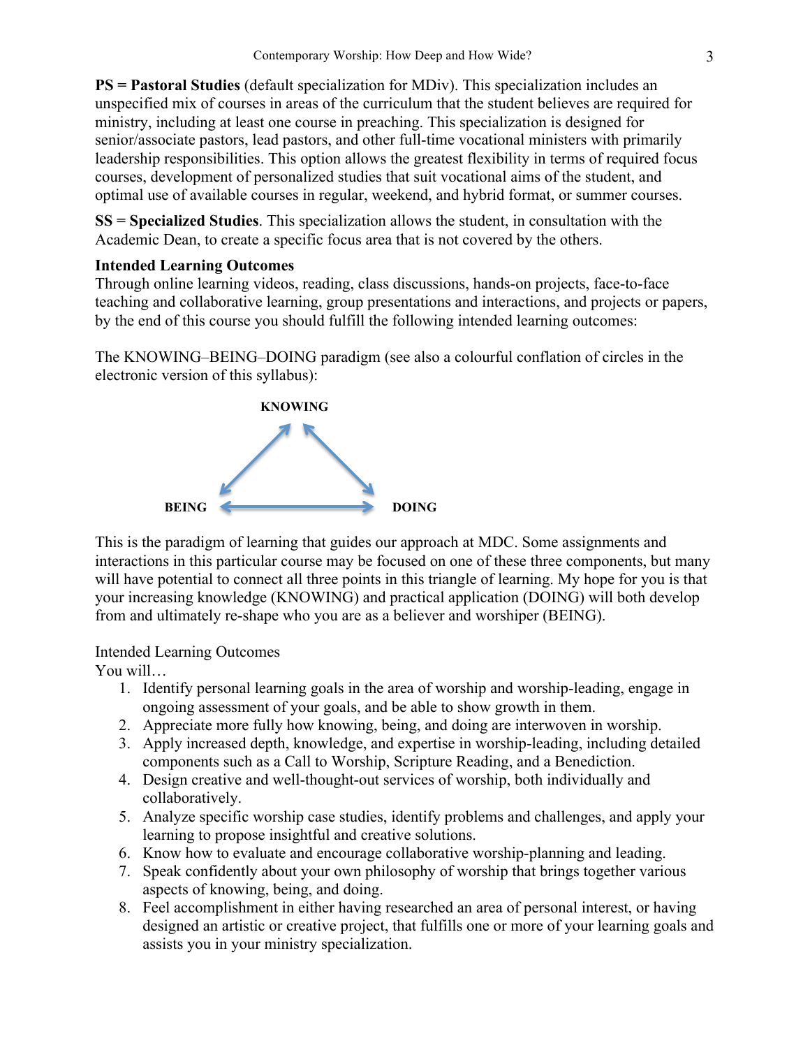**PS = Pastoral Studies** (default specialization for MDiv). This specialization includes an unspecified mix of courses in areas of the curriculum that the student believes are required for ministry, including at least one course in preaching. This specialization is designed for senior/associate pastors, lead pastors, and other full-time vocational ministers with primarily leadership responsibilities. This option allows the greatest flexibility in terms of required focus courses, development of personalized studies that suit vocational aims of the student, and optimal use of available courses in regular, weekend, and hybrid format, or summer courses.

**SS = Specialized Studies**. This specialization allows the student, in consultation with the Academic Dean, to create a specific focus area that is not covered by the others.

**Intended Learning Outcomes**

Through online learning videos, reading, class discussions, hands-on projects, face-to-face teaching and collaborative learning, group presentations and interactions, and projects or papers, by the end of this course you should fulfill the following intended learning outcomes:

The KNOWING–BEING–DOING paradigm (see also a colourful conflation of circles in the electronic version of this syllabus):

KNOWING

BEING

DOING

This is the paradigm of learning that guides our approach at MDC. Some assignments and interactions in this particular course may be focused on one of these three components, but many will have potential to connect all three points in this triangle of learning. My hope for you is that your increasing knowledge (KNOWING) and practical application (DOING) will both develop from and ultimately re-shape who you are as a believer and worshiper (BEING).

Intended Learning Outcomes

You will…

1. Identify personal learning goals in the area of worship and worship-leading, engage in ongoing assessment of your goals, and be able to show growth in them.
2. Appreciate more fully how knowing, being, and doing are interwoven in worship.
3. Apply increased depth, knowledge, and expertise in worship-leading, including detailed components such as a Call to Worship, Scripture Reading, and a Benediction.
4. Design creative and well-thought-out services of worship, both individually and collaboratively.
5. Analyze specific worship case studies, identify problems and challenges, and apply your learning to propose insightful and creative solutions.
6. Know how to evaluate and encourage collaborative worship-planning and leading.
7. Speak confidently about your own philosophy of worship that brings together various aspects of knowing, being, and doing.
8. Feel accomplishment in either having researched an area of personal interest, or having designed an artistic or creative project, that fulfills one or more of your learning goals and assists you in your ministry specialization.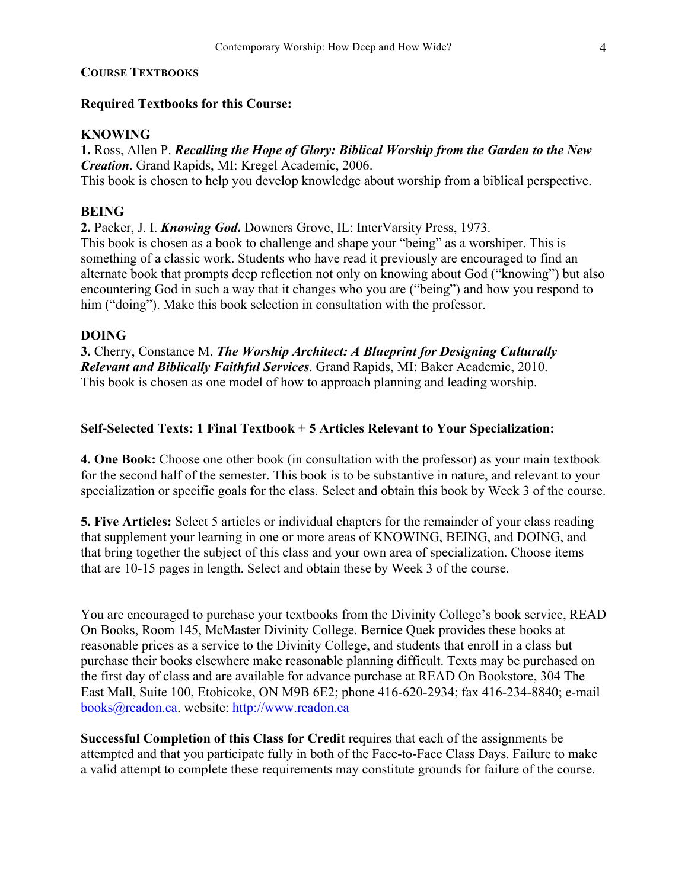## COURSE TEXTBOOKS

**Required Textbooks for this Course:**

### KNOWING

**1.** Ross, Allen P. ***Recalling the Hope of Glory: Biblical Worship from the Garden to the New Creation***. Grand Rapids, MI: Kregel Academic, 2006.
This book is chosen to help you develop knowledge about worship from a biblical perspective.

### BEING

**2.** Packer, J. I. ***Knowing God*.** Downers Grove, IL: InterVarsity Press, 1973.
This book is chosen as a book to challenge and shape your "being" as a worshiper. This is something of a classic work. Students who have read it previously are encouraged to find an alternate book that prompts deep reflection not only on knowing about God ("knowing") but also encountering God in such a way that it changes who you are ("being") and how you respond to him ("doing"). Make this book selection in consultation with the professor.

### DOING

**3.** Cherry, Constance M. ***The Worship Architect: A Blueprint for Designing Culturally Relevant and Biblically Faithful Services***. Grand Rapids, MI: Baker Academic, 2010.
This book is chosen as one model of how to approach planning and leading worship.

**Self-Selected Texts: 1 Final Textbook + 5 Articles Relevant to Your Specialization:**

**4. One Book:** Choose one other book (in consultation with the professor) as your main textbook for the second half of the semester. This book is to be substantive in nature, and relevant to your specialization or specific goals for the class. Select and obtain this book by Week 3 of the course.

**5. Five Articles:** Select 5 articles or individual chapters for the remainder of your class reading that supplement your learning in one or more areas of KNOWING, BEING, and DOING, and that bring together the subject of this class and your own area of specialization. Choose items that are 10-15 pages in length. Select and obtain these by Week 3 of the course.

You are encouraged to purchase your textbooks from the Divinity College's book service, READ On Books, Room 145, McMaster Divinity College. Bernice Quek provides these books at reasonable prices as a service to the Divinity College, and students that enroll in a class but purchase their books elsewhere make reasonable planning difficult. Texts may be purchased on the first day of class and are available for advance purchase at READ On Bookstore, 304 The East Mall, Suite 100, Etobicoke, ON M9B 6E2; phone 416-620-2934; fax 416-234-8840; e-mail books@readon.ca. website: http://www.readon.ca

**Successful Completion of this Class for Credit** requires that each of the assignments be attempted and that you participate fully in both of the Face-to-Face Class Days. Failure to make a valid attempt to complete these requirements may constitute grounds for failure of the course.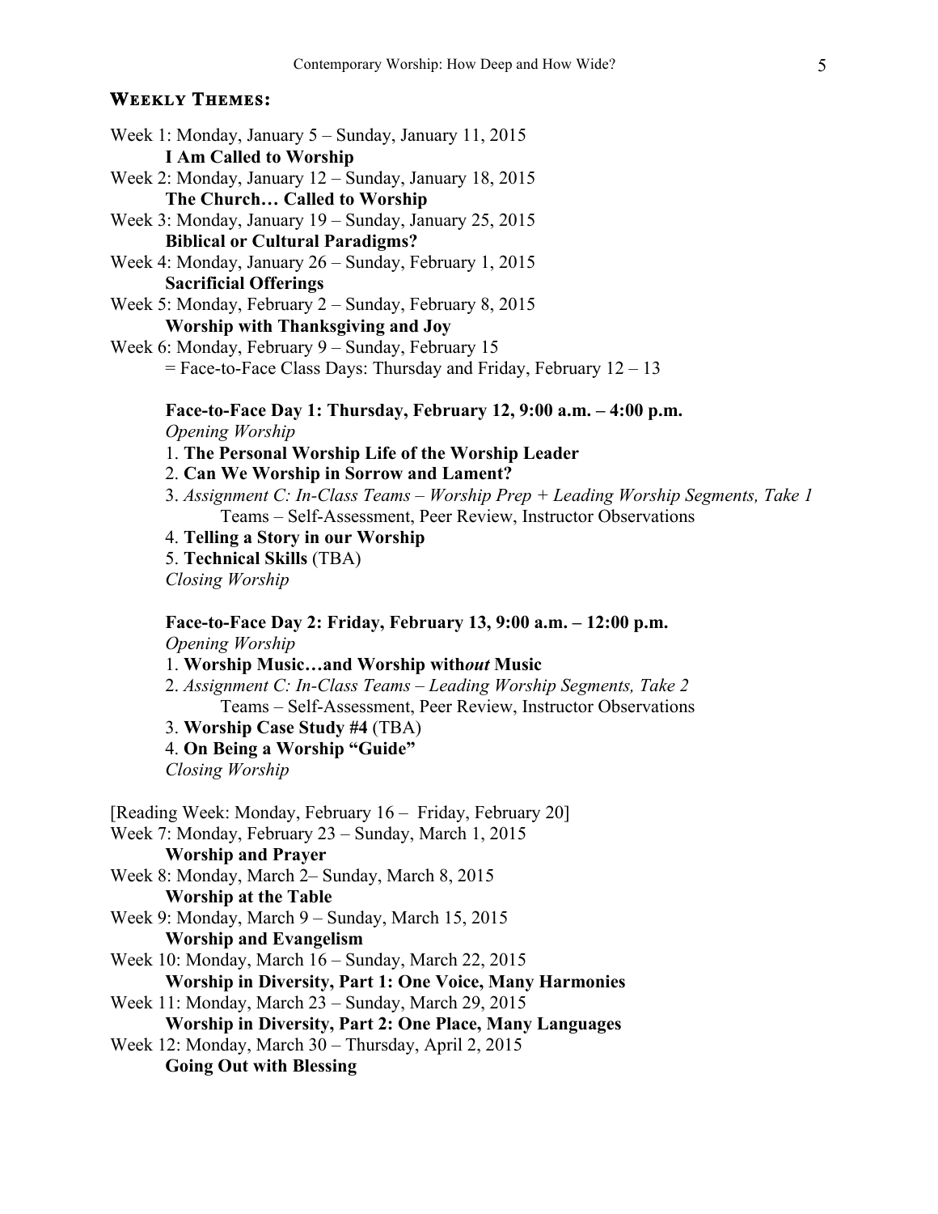## **Weekly Themes:**

Week 1: Monday, January 5 – Sunday, January 11, 2015
**I Am Called to Worship**

Week 2: Monday, January 12 – Sunday, January 18, 2015
**The Church… Called to Worship**

Week 3: Monday, January 19 – Sunday, January 25, 2015
**Biblical or Cultural Paradigms?**

Week 4: Monday, January 26 – Sunday, February 1, 2015
**Sacrificial Offerings**

Week 5: Monday, February 2 – Sunday, February 8, 2015
**Worship with Thanksgiving and Joy**

Week 6: Monday, February 9 – Sunday, February 15
= Face-to-Face Class Days: Thursday and Friday, February 12 – 13

**Face-to-Face Day 1: Thursday, February 12, 9:00 a.m. – 4:00 p.m.**
*Opening Worship*
1. **The Personal Worship Life of the Worship Leader**
2. **Can We Worship in Sorrow and Lament?**
3. *Assignment C: In-Class Teams – Worship Prep + Leading Worship Segments, Take 1*
Teams – Self-Assessment, Peer Review, Instructor Observations
4. **Telling a Story in our Worship**
5. **Technical Skills** (TBA)
*Closing Worship*

**Face-to-Face Day 2: Friday, February 13, 9:00 a.m. – 12:00 p.m.**
*Opening Worship*
1. **Worship Music…and Worship with*out* Music**
2. *Assignment C: In-Class Teams – Leading Worship Segments, Take 2*
Teams – Self-Assessment, Peer Review, Instructor Observations
3. **Worship Case Study #4** (TBA)
4. **On Being a Worship "Guide"**
*Closing Worship*

[Reading Week: Monday, February 16 – Friday, February 20]

Week 7: Monday, February 23 – Sunday, March 1, 2015
**Worship and Prayer**

Week 8: Monday, March 2– Sunday, March 8, 2015
**Worship at the Table**

Week 9: Monday, March 9 – Sunday, March 15, 2015
**Worship and Evangelism**

Week 10: Monday, March 16 – Sunday, March 22, 2015
**Worship in Diversity, Part 1: One Voice, Many Harmonies**

Week 11: Monday, March 23 – Sunday, March 29, 2015
**Worship in Diversity, Part 2: One Place, Many Languages**

Week 12: Monday, March 30 – Thursday, April 2, 2015
**Going Out with Blessing**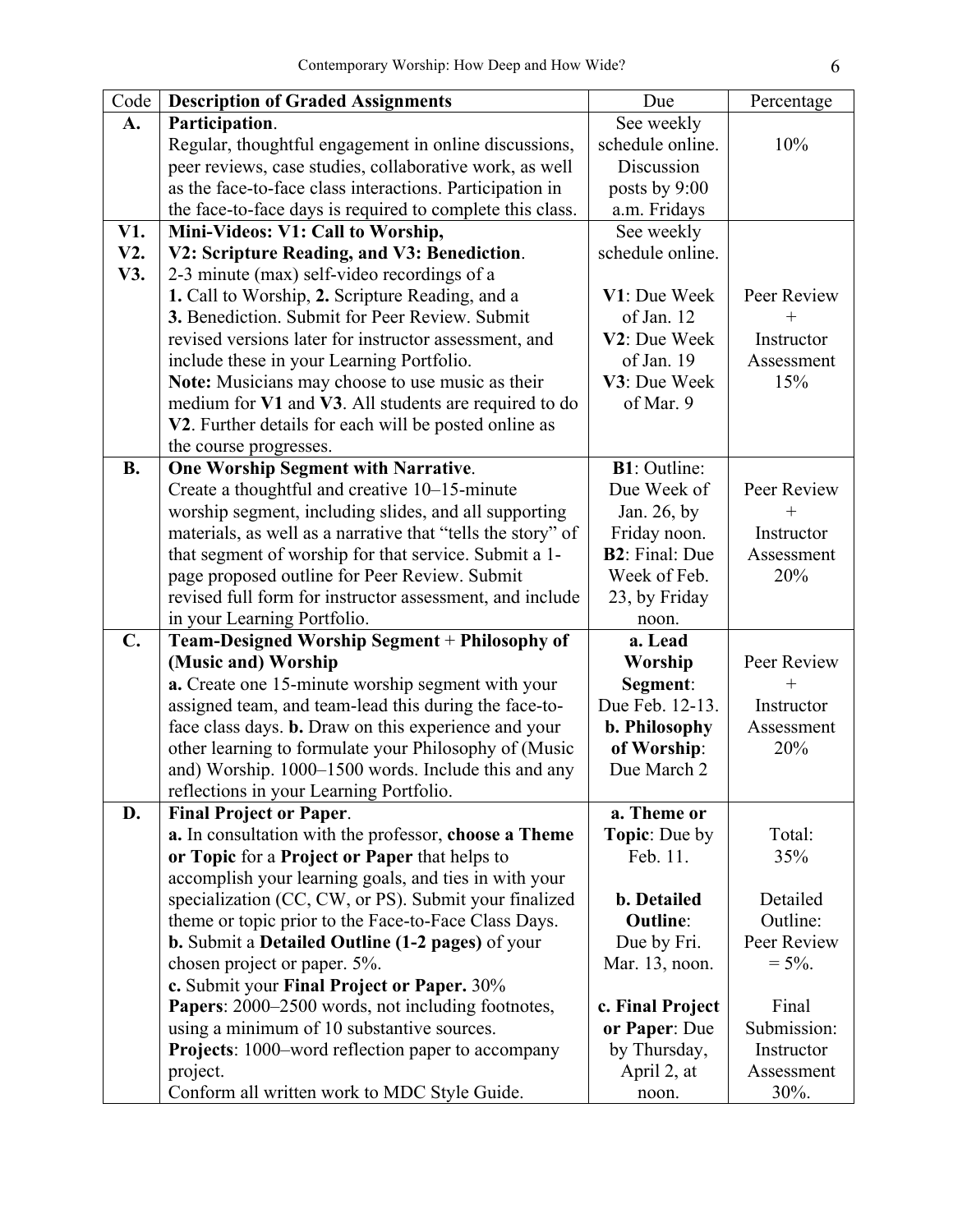| Code | Description of Graded Assignments | Due | Percentage |
|---|---|---|---|
| **A.** | **Participation**. Regular, thoughtful engagement in online discussions, peer reviews, case studies, collaborative work, as well as the face-to-face class interactions. Participation in the face-to-face days is required to complete this class. | See weekly schedule online. Discussion posts by 9:00 a.m. Fridays | 10% |
| **V1. V2. V3.** | **Mini-Videos: V1: Call to Worship, V2: Scripture Reading, and V3: Benediction**. 2-3 minute (max) self-video recordings of a **1.** Call to Worship, **2.** Scripture Reading, and a **3.** Benediction. Submit for Peer Review. Submit revised versions later for instructor assessment, and include these in your Learning Portfolio. **Note:** Musicians may choose to use music as their medium for **V1** and **V3**. All students are required to do **V2**. Further details for each will be posted online as the course progresses. | See weekly schedule online. **V1**: Due Week of Jan. 12 **V2**: Due Week of Jan. 19 **V3**: Due Week of Mar. 9 | Peer Review + Instructor Assessment 15% |
| **B.** | **One Worship Segment with Narrative**. Create a thoughtful and creative 10–15-minute worship segment, including slides, and all supporting materials, as well as a narrative that "tells the story" of that segment of worship for that service. Submit a 1-page proposed outline for Peer Review. Submit revised full form for instructor assessment, and include in your Learning Portfolio. | **B1**: Outline: Due Week of Jan. 26, by Friday noon. **B2**: Final: Due Week of Feb. 23, by Friday noon. | Peer Review + Instructor Assessment 20% |
| **C.** | **Team-Designed Worship Segment** + **Philosophy of (Music and) Worship** **a.** Create one 15-minute worship segment with your assigned team, and team-lead this during the face-to-face class days. **b.** Draw on this experience and your other learning to formulate your Philosophy of (Music and) Worship. 1000–1500 words. Include this and any reflections in your Learning Portfolio. | **a. Lead Worship Segment**: Due Feb. 12-13. **b. Philosophy of Worship**: Due March 2 | Peer Review + Instructor Assessment 20% |
| **D.** | **Final Project or Paper**. **a.** In consultation with the professor, **choose a Theme or Topic** for a **Project or Paper** that helps to accomplish your learning goals, and ties in with your specialization (CC, CW, or PS). Submit your finalized theme or topic prior to the Face-to-Face Class Days. **b.** Submit a **Detailed Outline (1-2 pages)** of your chosen project or paper. 5%. **c.** Submit your **Final Project or Paper.** 30% **Papers**: 2000–2500 words, not including footnotes, using a minimum of 10 substantive sources. **Projects**: 1000–word reflection paper to accompany project. Conform all written work to MDC Style Guide. | **a. Theme or Topic**: Due by Feb. 11. **b. Detailed Outline**: Due by Fri. Mar. 13, noon. **c. Final Project or Paper**: Due by Thursday, April 2, at noon. | Total: 35% Detailed Outline: Peer Review = 5%. Final Submission: Instructor Assessment 30%. |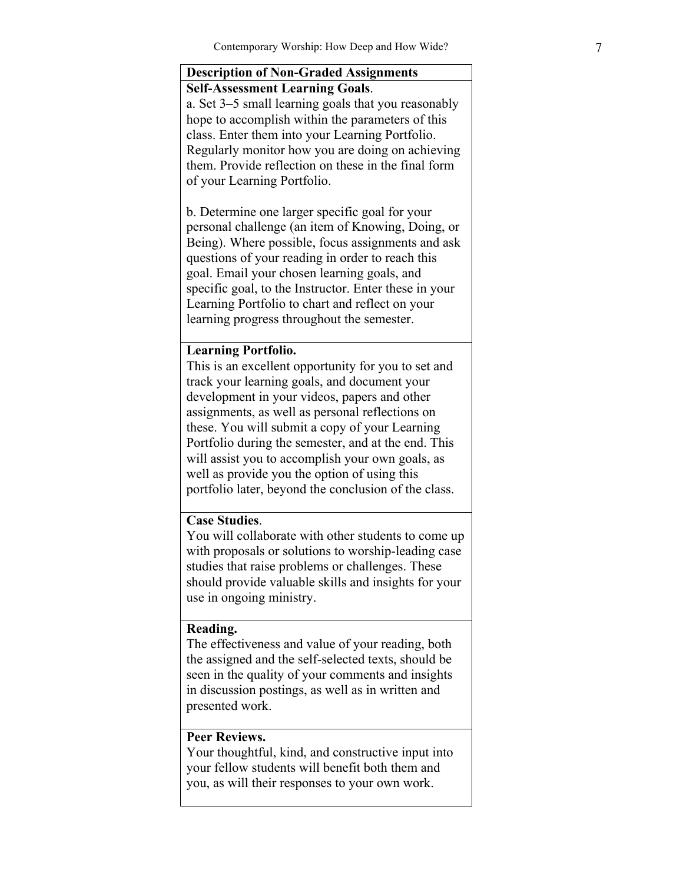| Description of Non-Graded Assignments |
| --- |
| **Self-Assessment Learning Goals**.<br>a. Set 3–5 small learning goals that you reasonably hope to accomplish within the parameters of this class. Enter them into your Learning Portfolio. Regularly monitor how you are doing on achieving them. Provide reflection on these in the final form of your Learning Portfolio.<br><br>b. Determine one larger specific goal for your personal challenge (an item of Knowing, Doing, or Being). Where possible, focus assignments and ask questions of your reading in order to reach this goal. Email your chosen learning goals, and specific goal, to the Instructor. Enter these in your Learning Portfolio to chart and reflect on your learning progress throughout the semester. |
| **Learning Portfolio.**<br>This is an excellent opportunity for you to set and track your learning goals, and document your development in your videos, papers and other assignments, as well as personal reflections on these. You will submit a copy of your Learning Portfolio during the semester, and at the end. This will assist you to accomplish your own goals, as well as provide you the option of using this portfolio later, beyond the conclusion of the class. |
| **Case Studies**.<br>You will collaborate with other students to come up with proposals or solutions to worship-leading case studies that raise problems or challenges. These should provide valuable skills and insights for your use in ongoing ministry. |
| **Reading.**<br>The effectiveness and value of your reading, both the assigned and the self-selected texts, should be seen in the quality of your comments and insights in discussion postings, as well as in written and presented work. |
| **Peer Reviews.**<br>Your thoughtful, kind, and constructive input into your fellow students will benefit both them and you, as will their responses to your own work. |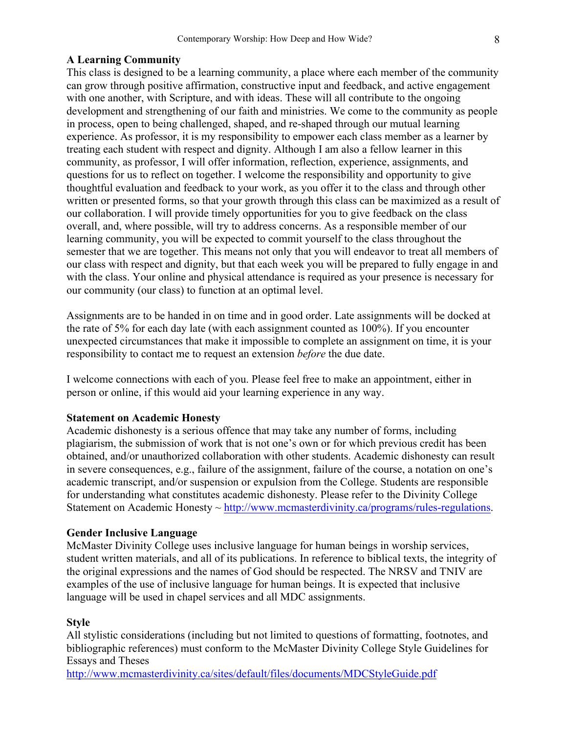### A Learning Community

This class is designed to be a learning community, a place where each member of the community can grow through positive affirmation, constructive input and feedback, and active engagement with one another, with Scripture, and with ideas. These will all contribute to the ongoing development and strengthening of our faith and ministries. We come to the community as people in process, open to being challenged, shaped, and re-shaped through our mutual learning experience. As professor, it is my responsibility to empower each class member as a learner by treating each student with respect and dignity. Although I am also a fellow learner in this community, as professor, I will offer information, reflection, experience, assignments, and questions for us to reflect on together. I welcome the responsibility and opportunity to give thoughtful evaluation and feedback to your work, as you offer it to the class and through other written or presented forms, so that your growth through this class can be maximized as a result of our collaboration. I will provide timely opportunities for you to give feedback on the class overall, and, where possible, will try to address concerns. As a responsible member of our learning community, you will be expected to commit yourself to the class throughout the semester that we are together. This means not only that you will endeavor to treat all members of our class with respect and dignity, but that each week you will be prepared to fully engage in and with the class. Your online and physical attendance is required as your presence is necessary for our community (our class) to function at an optimal level.

Assignments are to be handed in on time and in good order. Late assignments will be docked at the rate of 5% for each day late (with each assignment counted as 100%). If you encounter unexpected circumstances that make it impossible to complete an assignment on time, it is your responsibility to contact me to request an extension *before* the due date.

I welcome connections with each of you. Please feel free to make an appointment, either in person or online, if this would aid your learning experience in any way.

### Statement on Academic Honesty

Academic dishonesty is a serious offence that may take any number of forms, including plagiarism, the submission of work that is not one's own or for which previous credit has been obtained, and/or unauthorized collaboration with other students. Academic dishonesty can result in severe consequences, e.g., failure of the assignment, failure of the course, a notation on one's academic transcript, and/or suspension or expulsion from the College. Students are responsible for understanding what constitutes academic dishonesty. Please refer to the Divinity College Statement on Academic Honesty ~ http://www.mcmasterdivinity.ca/programs/rules-regulations.

### Gender Inclusive Language

McMaster Divinity College uses inclusive language for human beings in worship services, student written materials, and all of its publications. In reference to biblical texts, the integrity of the original expressions and the names of God should be respected. The NRSV and TNIV are examples of the use of inclusive language for human beings. It is expected that inclusive language will be used in chapel services and all MDC assignments.

### Style

All stylistic considerations (including but not limited to questions of formatting, footnotes, and bibliographic references) must conform to the McMaster Divinity College Style Guidelines for Essays and Theses
http://www.mcmasterdivinity.ca/sites/default/files/documents/MDCStyleGuide.pdf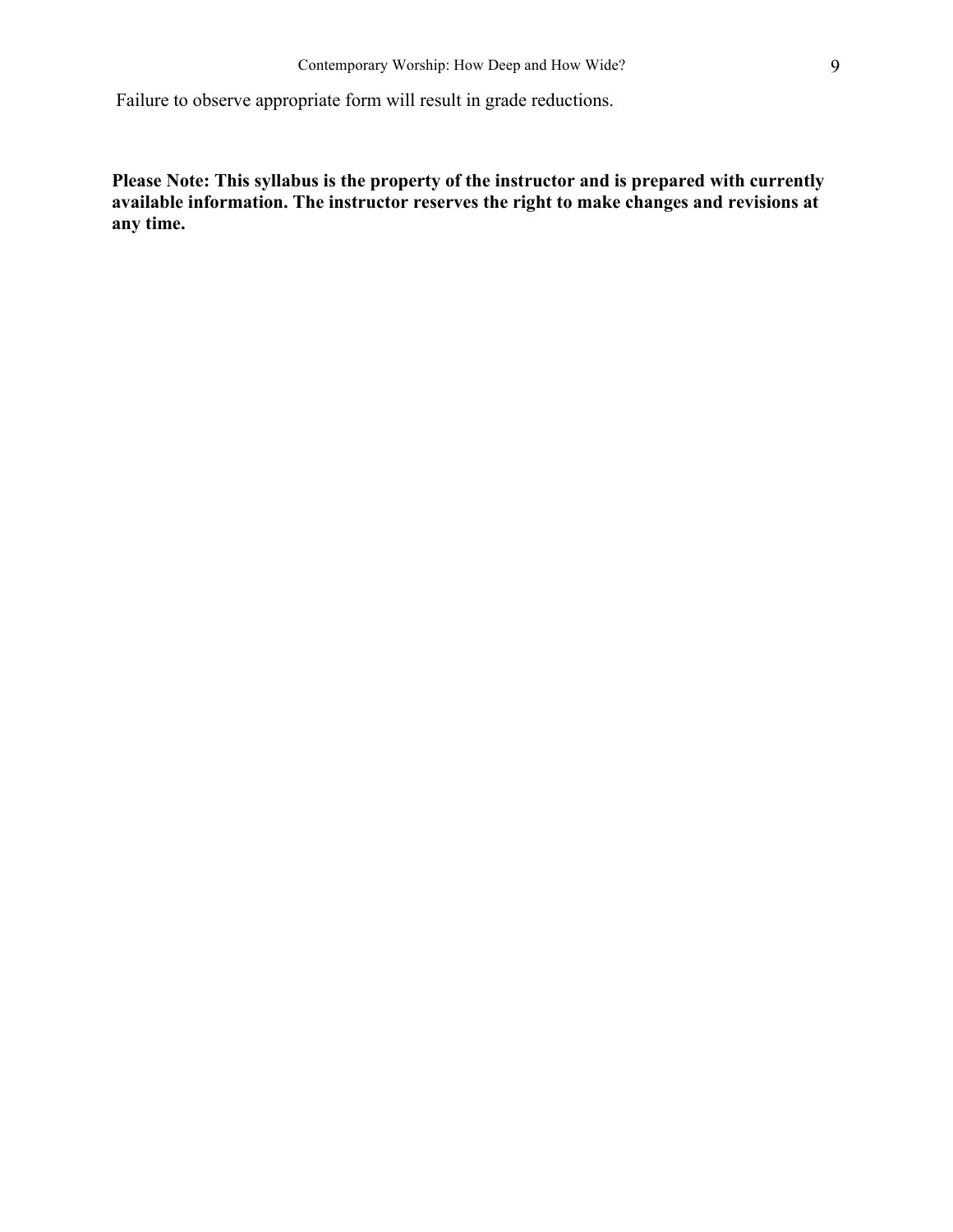Failure to observe appropriate form will result in grade reductions.

**Please Note: This syllabus is the property of the instructor and is prepared with currently available information. The instructor reserves the right to make changes and revisions at any time.**